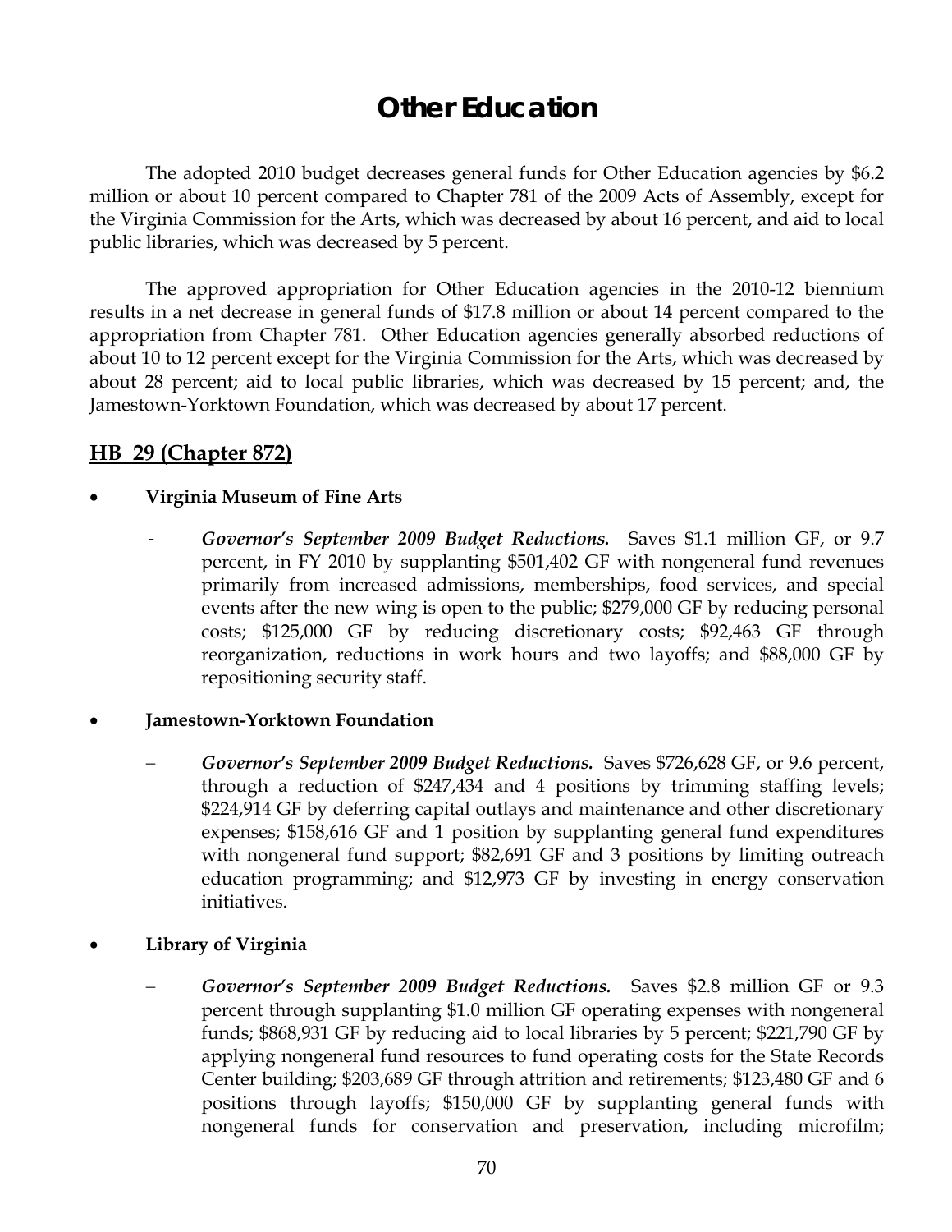# Other Education

The adopted 2010 budget decreases general funds for Other Education agencies by $6.2 million or about 10 percent compared to Chapter 781 of the 2009 Acts of Assembly, except for the Virginia Commission for the Arts, which was decreased by about 16 percent, and aid to local public libraries, which was decreased by 5 percent.

The approved appropriation for Other Education agencies in the 2010-12 biennium results in a net decrease in general funds of $17.8 million or about 14 percent compared to the appropriation from Chapter 781. Other Education agencies generally absorbed reductions of about 10 to 12 percent except for the Virginia Commission for the Arts, which was decreased by about 28 percent; aid to local public libraries, which was decreased by 15 percent; and, the Jamestown-Yorktown Foundation, which was decreased by about 17 percent.

## HB 29 (Chapter 872)

- **Virginia Museum of Fine Arts**
  - ***Governor's September 2009 Budget Reductions.*** Saves $1.1 million GF, or 9.7 percent, in FY 2010 by supplanting $501,402 GF with nongeneral fund revenues primarily from increased admissions, memberships, food services, and special events after the new wing is open to the public; $279,000 GF by reducing personal costs; $125,000 GF by reducing discretionary costs; $92,463 GF through reorganization, reductions in work hours and two layoffs; and $88,000 GF by repositioning security staff.

- **Jamestown-Yorktown Foundation**
  - ***Governor's September 2009 Budget Reductions.*** Saves $726,628 GF, or 9.6 percent, through a reduction of $247,434 and 4 positions by trimming staffing levels; $224,914 GF by deferring capital outlays and maintenance and other discretionary expenses; $158,616 GF and 1 position by supplanting general fund expenditures with nongeneral fund support; $82,691 GF and 3 positions by limiting outreach education programming; and $12,973 GF by investing in energy conservation initiatives.

- **Library of Virginia**
  - ***Governor's September 2009 Budget Reductions.*** Saves $2.8 million GF or 9.3 percent through supplanting $1.0 million GF operating expenses with nongeneral funds; $868,931 GF by reducing aid to local libraries by 5 percent; $221,790 GF by applying nongeneral fund resources to fund operating costs for the State Records Center building; $203,689 GF through attrition and retirements; $123,480 GF and 6 positions through layoffs; $150,000 GF by supplanting general funds with nongeneral funds for conservation and preservation, including microfilm;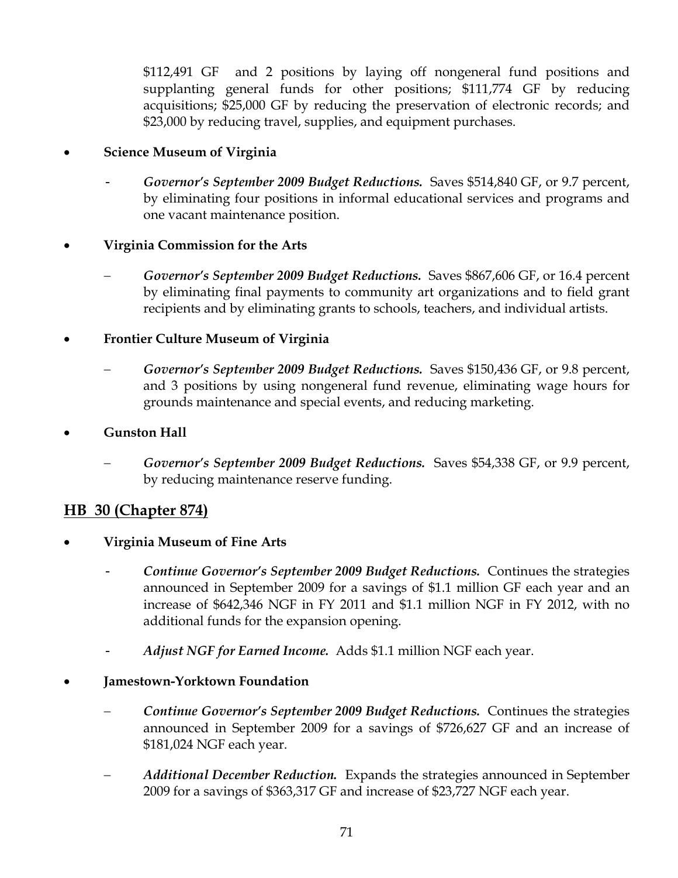$112,491 GF and 2 positions by laying off nongeneral fund positions and supplanting general funds for other positions; $111,774 GF by reducing acquisitions; $25,000 GF by reducing the preservation of electronic records; and $23,000 by reducing travel, supplies, and equipment purchases.

- **Science Museum of Virginia**
  - ***Governor's September 2009 Budget Reductions.*** Saves $514,840 GF, or 9.7 percent, by eliminating four positions in informal educational services and programs and one vacant maintenance position.

- **Virginia Commission for the Arts**
  - ***Governor's September 2009 Budget Reductions.*** Saves $867,606 GF, or 16.4 percent by eliminating final payments to community art organizations and to field grant recipients and by eliminating grants to schools, teachers, and individual artists.

- **Frontier Culture Museum of Virginia**
  - ***Governor's September 2009 Budget Reductions.*** Saves $150,436 GF, or 9.8 percent, and 3 positions by using nongeneral fund revenue, eliminating wage hours for grounds maintenance and special events, and reducing marketing.

- **Gunston Hall**
  - ***Governor's September 2009 Budget Reductions.*** Saves $54,338 GF, or 9.9 percent, by reducing maintenance reserve funding.

## HB 30 (Chapter 874)

- **Virginia Museum of Fine Arts**
  - ***Continue Governor's September 2009 Budget Reductions.*** Continues the strategies announced in September 2009 for a savings of $1.1 million GF each year and an increase of $642,346 NGF in FY 2011 and $1.1 million NGF in FY 2012, with no additional funds for the expansion opening.
  - ***Adjust NGF for Earned Income.*** Adds $1.1 million NGF each year.

- **Jamestown-Yorktown Foundation**
  - ***Continue Governor's September 2009 Budget Reductions.*** Continues the strategies announced in September 2009 for a savings of $726,627 GF and an increase of $181,024 NGF each year.
  - ***Additional December Reduction.*** Expands the strategies announced in September 2009 for a savings of $363,317 GF and increase of $23,727 NGF each year.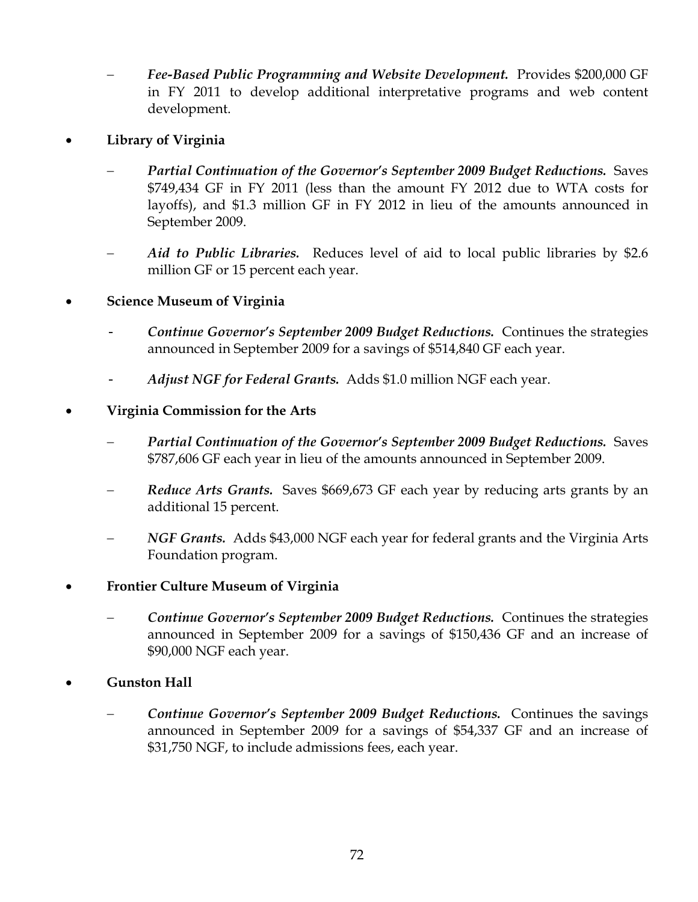- ***Fee-Based Public Programming and Website Development.*** Provides $200,000 GF in FY 2011 to develop additional interpretative programs and web content development.

- **Library of Virginia**

  - ***Partial Continuation of the Governor's September 2009 Budget Reductions.*** Saves $749,434 GF in FY 2011 (less than the amount FY 2012 due to WTA costs for layoffs), and $1.3 million GF in FY 2012 in lieu of the amounts announced in September 2009.

  - ***Aid to Public Libraries.*** Reduces level of aid to local public libraries by $2.6 million GF or 15 percent each year.

- **Science Museum of Virginia**

  - ***Continue Governor's September 2009 Budget Reductions.*** Continues the strategies announced in September 2009 for a savings of $514,840 GF each year.

  - ***Adjust NGF for Federal Grants.*** Adds $1.0 million NGF each year.

- **Virginia Commission for the Arts**

  - ***Partial Continuation of the Governor's September 2009 Budget Reductions.*** Saves $787,606 GF each year in lieu of the amounts announced in September 2009.

  - ***Reduce Arts Grants.*** Saves $669,673 GF each year by reducing arts grants by an additional 15 percent.

  - ***NGF Grants.*** Adds $43,000 NGF each year for federal grants and the Virginia Arts Foundation program.

- **Frontier Culture Museum of Virginia**

  - ***Continue Governor's September 2009 Budget Reductions.*** Continues the strategies announced in September 2009 for a savings of $150,436 GF and an increase of $90,000 NGF each year.

- **Gunston Hall**

  - ***Continue Governor's September 2009 Budget Reductions.*** Continues the savings announced in September 2009 for a savings of $54,337 GF and an increase of $31,750 NGF, to include admissions fees, each year.